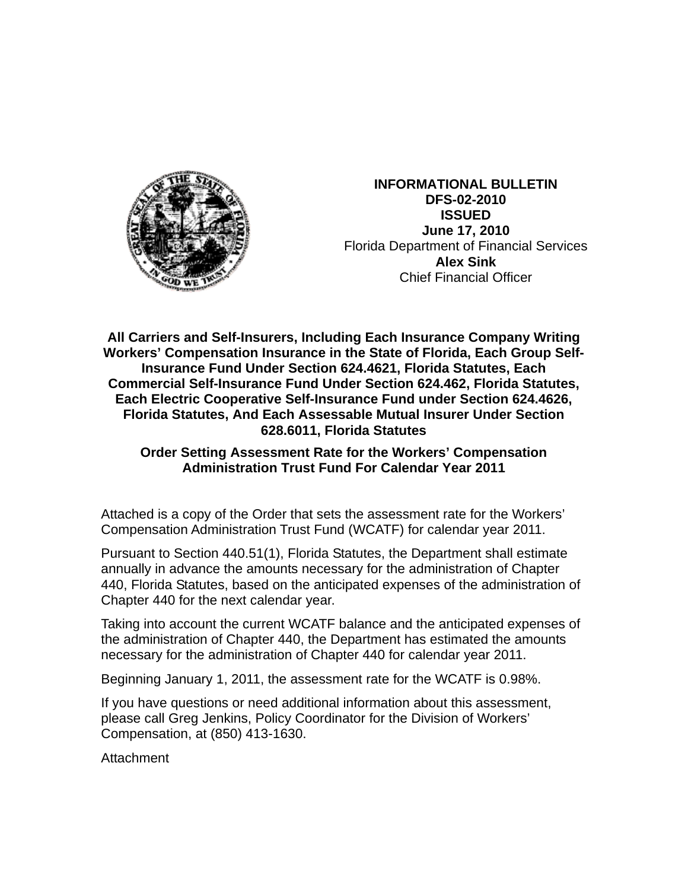**INFORMATIONAL BULLETIN**
**DFS-02-2010**
**ISSUED**
**June 17, 2010**
Florida Department of Financial Services
**Alex Sink**
Chief Financial Officer

**All Carriers and Self-Insurers, Including Each Insurance Company Writing Workers' Compensation Insurance in the State of Florida, Each Group Self-Insurance Fund Under Section 624.4621, Florida Statutes, Each Commercial Self-Insurance Fund Under Section 624.462, Florida Statutes, Each Electric Cooperative Self-Insurance Fund under Section 624.4626, Florida Statutes, And Each Assessable Mutual Insurer Under Section 628.6011, Florida Statutes**

**Order Setting Assessment Rate for the Workers' Compensation Administration Trust Fund For Calendar Year 2011**

Attached is a copy of the Order that sets the assessment rate for the Workers' Compensation Administration Trust Fund (WCATF) for calendar year 2011.

Pursuant to Section 440.51(1), Florida Statutes, the Department shall estimate annually in advance the amounts necessary for the administration of Chapter 440, Florida Statutes, based on the anticipated expenses of the administration of Chapter 440 for the next calendar year.

Taking into account the current WCATF balance and the anticipated expenses of the administration of Chapter 440, the Department has estimated the amounts necessary for the administration of Chapter 440 for calendar year 2011.

Beginning January 1, 2011, the assessment rate for the WCATF is 0.98%.

If you have questions or need additional information about this assessment, please call Greg Jenkins, Policy Coordinator for the Division of Workers' Compensation, at (850) 413-1630.

Attachment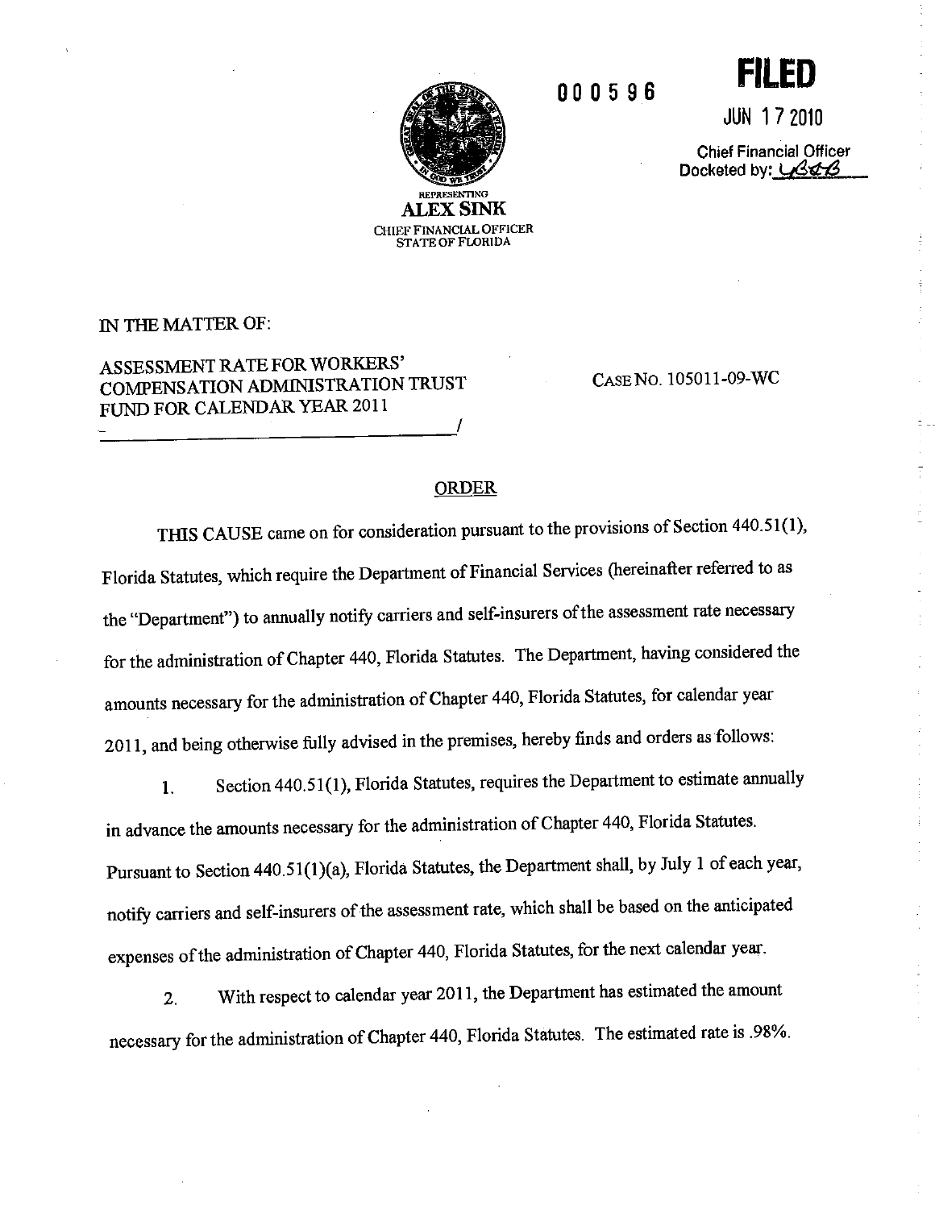000596

**FILED**

JUN 17 2010

Chief Financial Officer
Docketed by: LBdB

REPRESENTING
**ALEX SINK**
CHIEF FINANCIAL OFFICER
STATE OF FLORIDA

IN THE MATTER OF:

ASSESSMENT RATE FOR WORKERS' COMPENSATION ADMINISTRATION TRUST FUND FOR CALENDAR YEAR 2011 /

CASE NO. 105011-09-WC

## ORDER

THIS CAUSE came on for consideration pursuant to the provisions of Section 440.51(1), Florida Statutes, which require the Department of Financial Services (hereinafter referred to as the "Department") to annually notify carriers and self-insurers of the assessment rate necessary for the administration of Chapter 440, Florida Statutes. The Department, having considered the amounts necessary for the administration of Chapter 440, Florida Statutes, for calendar year 2011, and being otherwise fully advised in the premises, hereby finds and orders as follows:

1. Section 440.51(1), Florida Statutes, requires the Department to estimate annually in advance the amounts necessary for the administration of Chapter 440, Florida Statutes. Pursuant to Section 440.51(1)(a), Florida Statutes, the Department shall, by July 1 of each year, notify carriers and self-insurers of the assessment rate, which shall be based on the anticipated expenses of the administration of Chapter 440, Florida Statutes, for the next calendar year.

2. With respect to calendar year 2011, the Department has estimated the amount necessary for the administration of Chapter 440, Florida Statutes. The estimated rate is .98%.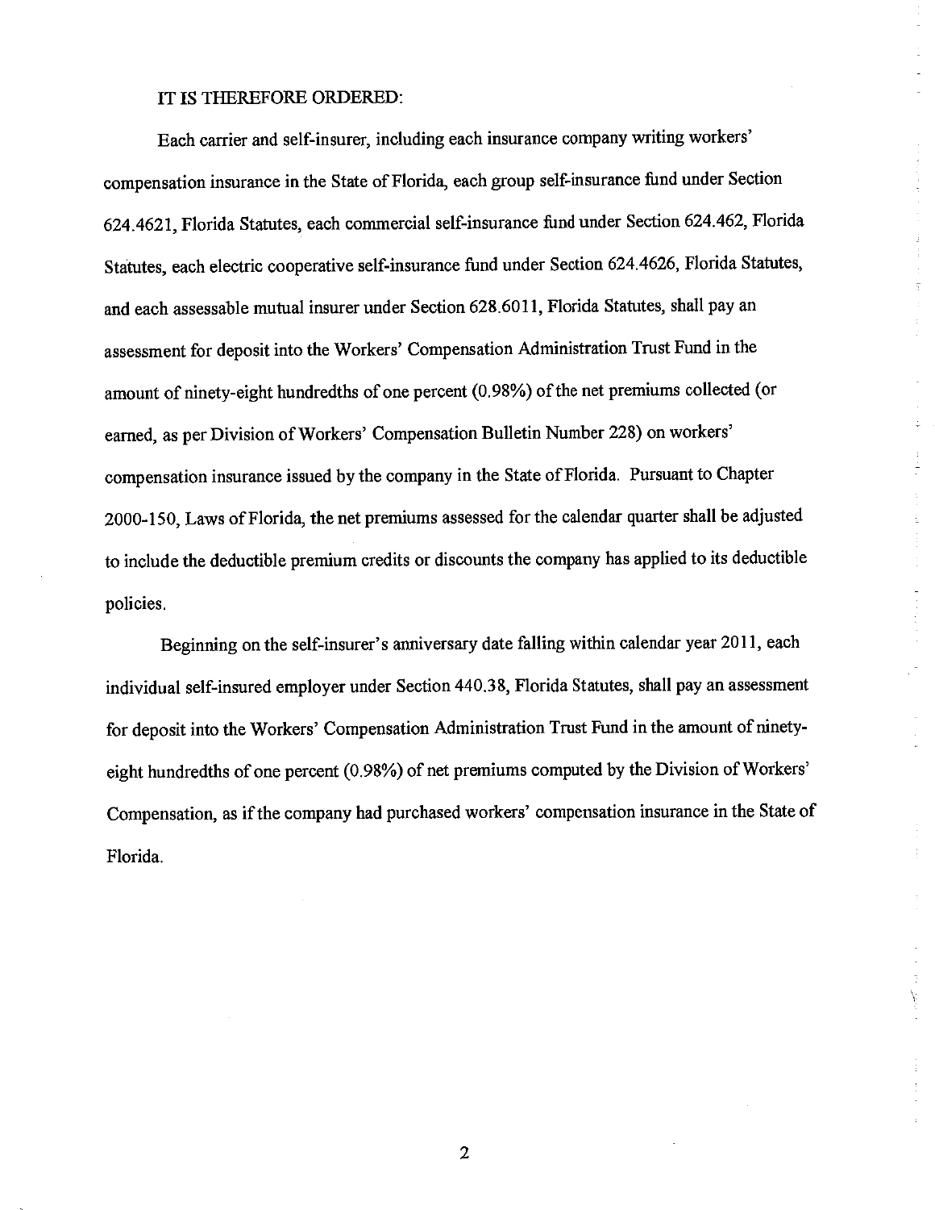IT IS THEREFORE ORDERED:

Each carrier and self-insurer, including each insurance company writing workers' compensation insurance in the State of Florida, each group self-insurance fund under Section 624.4621, Florida Statutes, each commercial self-insurance fund under Section 624.462, Florida Statutes, each electric cooperative self-insurance fund under Section 624.4626, Florida Statutes, and each assessable mutual insurer under Section 628.6011, Florida Statutes, shall pay an assessment for deposit into the Workers' Compensation Administration Trust Fund in the amount of ninety-eight hundredths of one percent (0.98%) of the net premiums collected (or earned, as per Division of Workers' Compensation Bulletin Number 228) on workers' compensation insurance issued by the company in the State of Florida. Pursuant to Chapter 2000-150, Laws of Florida, the net premiums assessed for the calendar quarter shall be adjusted to include the deductible premium credits or discounts the company has applied to its deductible policies.

Beginning on the self-insurer's anniversary date falling within calendar year 2011, each individual self-insured employer under Section 440.38, Florida Statutes, shall pay an assessment for deposit into the Workers' Compensation Administration Trust Fund in the amount of ninety-eight hundredths of one percent (0.98%) of net premiums computed by the Division of Workers' Compensation, as if the company had purchased workers' compensation insurance in the State of Florida.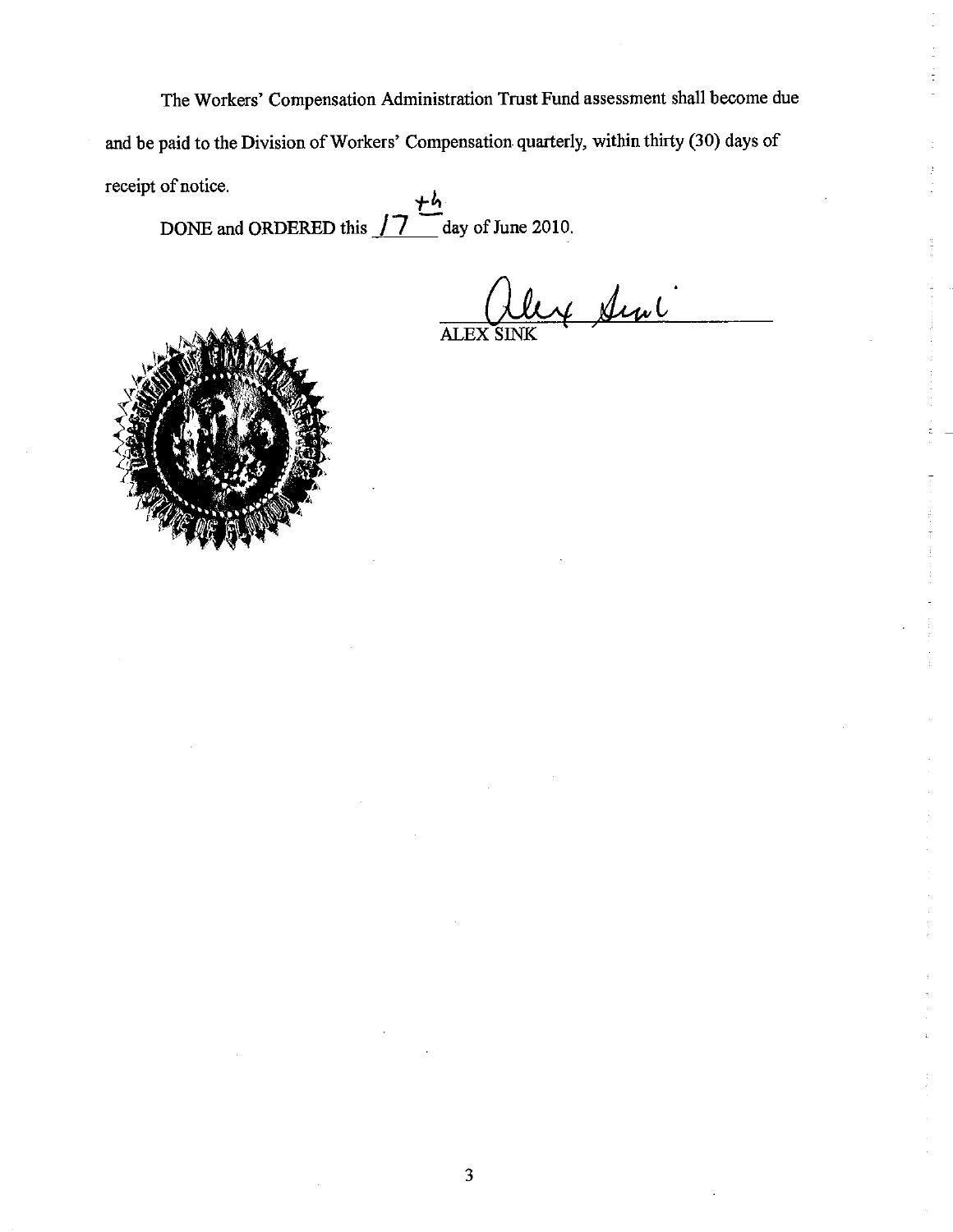The Workers' Compensation Administration Trust Fund assessment shall become due and be paid to the Division of Workers' Compensation quarterly, within thirty (30) days of receipt of notice.

DONE and ORDERED this 17th day of June 2010.

ALEX SINK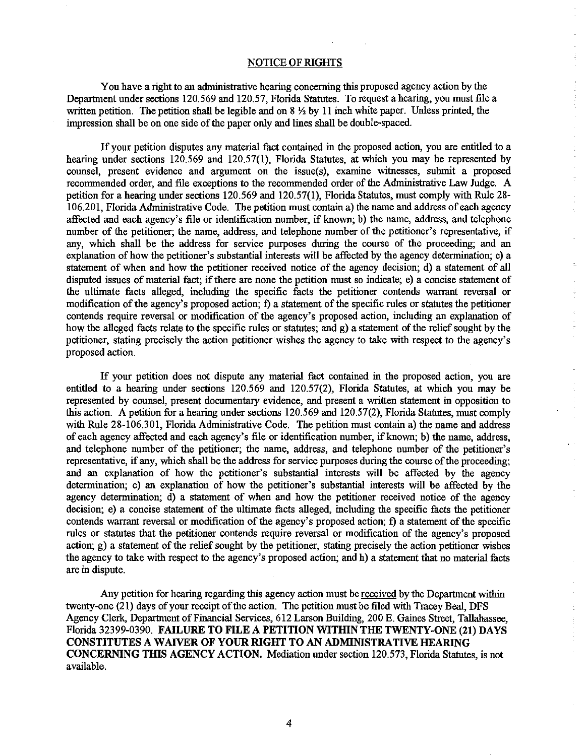## NOTICE OF RIGHTS

You have a right to an administrative hearing concerning this proposed agency action by the Department under sections 120.569 and 120.57, Florida Statutes. To request a hearing, you must file a written petition. The petition shall be legible and on 8 ½ by 11 inch white paper. Unless printed, the impression shall be on one side of the paper only and lines shall be double-spaced.

If your petition disputes any material fact contained in the proposed action, you are entitled to a hearing under sections 120.569 and 120.57(1), Florida Statutes, at which you may be represented by counsel, present evidence and argument on the issue(s), examine witnesses, submit a proposed recommended order, and file exceptions to the recommended order of the Administrative Law Judge. A petition for a hearing under sections 120.569 and 120.57(1), Florida Statutes, must comply with Rule 28-106.201, Florida Administrative Code. The petition must contain a) the name and address of each agency affected and each agency's file or identification number, if known; b) the name, address, and telephone number of the petitioner; the name, address, and telephone number of the petitioner's representative, if any, which shall be the address for service purposes during the course of the proceeding; and an explanation of how the petitioner's substantial interests will be affected by the agency determination; c) a statement of when and how the petitioner received notice of the agency decision; d) a statement of all disputed issues of material fact; if there are none the petition must so indicate; e) a concise statement of the ultimate facts alleged, including the specific facts the petitioner contends warrant reversal or modification of the agency's proposed action; f) a statement of the specific rules or statutes the petitioner contends require reversal or modification of the agency's proposed action, including an explanation of how the alleged facts relate to the specific rules or statutes; and g) a statement of the relief sought by the petitioner, stating precisely the action petitioner wishes the agency to take with respect to the agency's proposed action.

If your petition does not dispute any material fact contained in the proposed action, you are entitled to a hearing under sections 120.569 and 120.57(2), Florida Statutes, at which you may be represented by counsel, present documentary evidence, and present a written statement in opposition to this action. A petition for a hearing under sections 120.569 and 120.57(2), Florida Statutes, must comply with Rule 28-106.301, Florida Administrative Code. The petition must contain a) the name and address of each agency affected and each agency's file or identification number, if known; b) the name, address, and telephone number of the petitioner; the name, address, and telephone number of the petitioner's representative, if any, which shall be the address for service purposes during the course of the proceeding; and an explanation of how the petitioner's substantial interests will be affected by the agency determination; c) an explanation of how the petitioner's substantial interests will be affected by the agency determination; d) a statement of when and how the petitioner received notice of the agency decision; e) a concise statement of the ultimate facts alleged, including the specific facts the petitioner contends warrant reversal or modification of the agency's proposed action; f) a statement of the specific rules or statutes that the petitioner contends require reversal or modification of the agency's proposed action; g) a statement of the relief sought by the petitioner, stating precisely the action petitioner wishes the agency to take with respect to the agency's proposed action; and h) a statement that no material facts are in dispute.

Any petition for hearing regarding this agency action must be received by the Department within twenty-one (21) days of your receipt of the action. The petition must be filed with Tracey Beal, DFS Agency Clerk, Department of Financial Services, 612 Larson Building, 200 E. Gaines Street, Tallahassee, Florida 32399-0390. **FAILURE TO FILE A PETITION WITHIN THE TWENTY-ONE (21) DAYS CONSTITUTES A WAIVER OF YOUR RIGHT TO AN ADMINISTRATIVE HEARING CONCERNING THIS AGENCY ACTION.** Mediation under section 120.573, Florida Statutes, is not available.